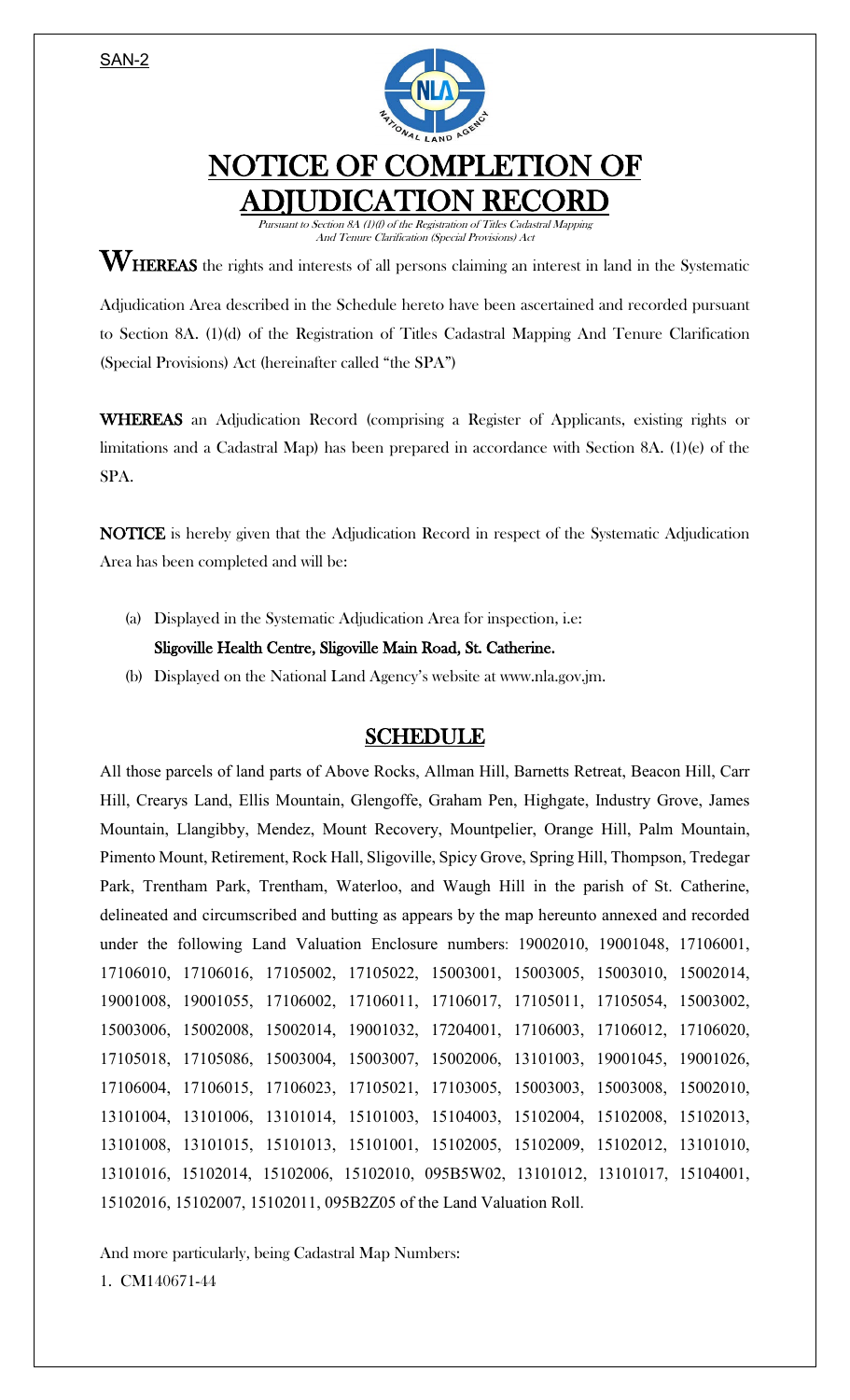SAN-2

# NOTICE OF COMPLETION OF ADJUDICATION RECORD

*Pursuant to Section 8A (1)(f) of the Registration of Titles Cadastral Mapping And Tenure Clarification (Special Provisions) Act*

**WHEREAS** the rights and interests of all persons claiming an interest in land in the Systematic Adjudication Area described in the Schedule hereto have been ascertained and recorded pursuant to Section 8A. (1)(d) of the Registration of Titles Cadastral Mapping And Tenure Clarification (Special Provisions) Act (hereinafter called "the SPA")

**WHEREAS** an Adjudication Record (comprising a Register of Applicants, existing rights or limitations and a Cadastral Map) has been prepared in accordance with Section 8A. (1)(e) of the SPA.

**NOTICE** is hereby given that the Adjudication Record in respect of the Systematic Adjudication Area has been completed and will be:

(a) Displayed in the Systematic Adjudication Area for inspection, i.e:
**Sligoville Health Centre, Sligoville Main Road, St. Catherine.**

(b) Displayed on the National Land Agency's website at www.nla.gov.jm.

## SCHEDULE

All those parcels of land parts of Above Rocks, Allman Hill, Barnetts Retreat, Beacon Hill, Carr Hill, Crearys Land, Ellis Mountain, Glengoffe, Graham Pen, Highgate, Industry Grove, James Mountain, Llangibby, Mendez, Mount Recovery, Mountpelier, Orange Hill, Palm Mountain, Pimento Mount, Retirement, Rock Hall, Sligoville, Spicy Grove, Spring Hill, Thompson, Tredegar Park, Trentham Park, Trentham, Waterloo, and Waugh Hill in the parish of St. Catherine, delineated and circumscribed and butting as appears by the map hereunto annexed and recorded under the following Land Valuation Enclosure numbers: 19002010, 19001048, 17106001, 17106010, 17106016, 17105002, 17105022, 15003001, 15003005, 15003010, 15002014, 19001008, 19001055, 17106002, 17106011, 17106017, 17105011, 17105054, 15003002, 15003006, 15002008, 15002014, 19001032, 17204001, 17106003, 17106012, 17106020, 17105018, 17105086, 15003004, 15003007, 15002006, 13101003, 19001045, 19001026, 17106004, 17106015, 17106023, 17105021, 17103005, 15003003, 15003008, 15002010, 13101004, 13101006, 13101014, 15101003, 15104003, 15102004, 15102008, 15102013, 13101008, 13101015, 15101013, 15101001, 15102005, 15102009, 15102012, 13101010, 13101016, 15102014, 15102006, 15102010, 095B5W02, 13101012, 13101017, 15104001, 15102016, 15102007, 15102011, 095B2Z05 of the Land Valuation Roll.

And more particularly, being Cadastral Map Numbers:

1. CM140671-44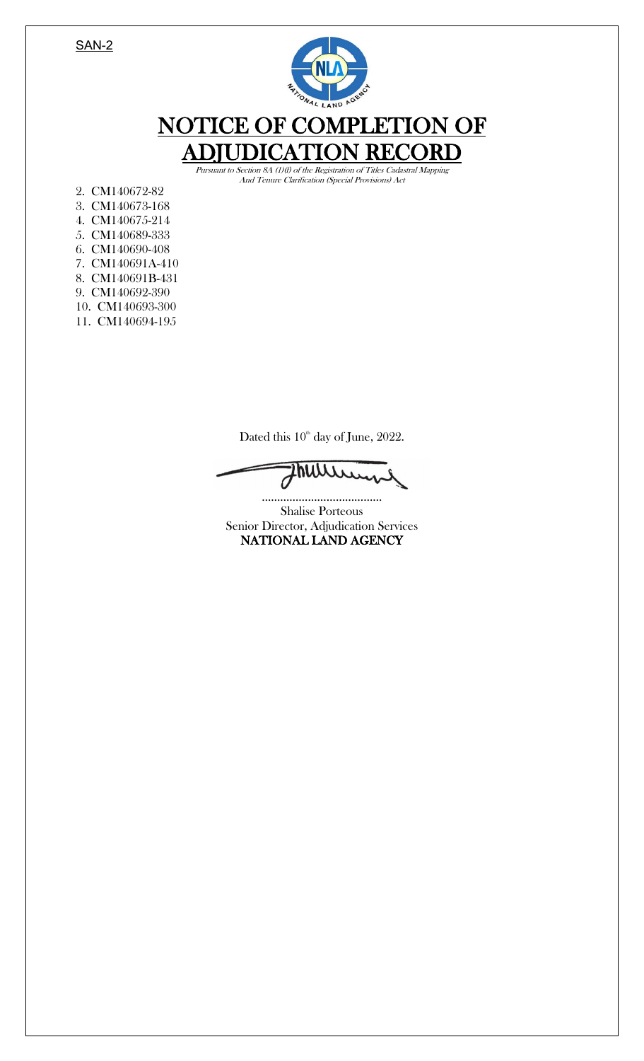SAN-2

# NOTICE OF COMPLETION OF ADJUDICATION RECORD

*Pursuant to Section 8A (1)(f) of the Registration of Titles Cadastral Mapping And Tenure Clarification (Special Provisions) Act*

2. CM140672-82
3. CM140673-168
4. CM140675-214
5. CM140689-333
6. CM140690-408
7. CM140691A-410
8. CM140691B-431
9. CM140692-390
10. CM140693-300
11. CM140694-195

Dated this 10th day of June, 2022.

......................................

Shalise Porteous
Senior Director, Adjudication Services
**NATIONAL LAND AGENCY**